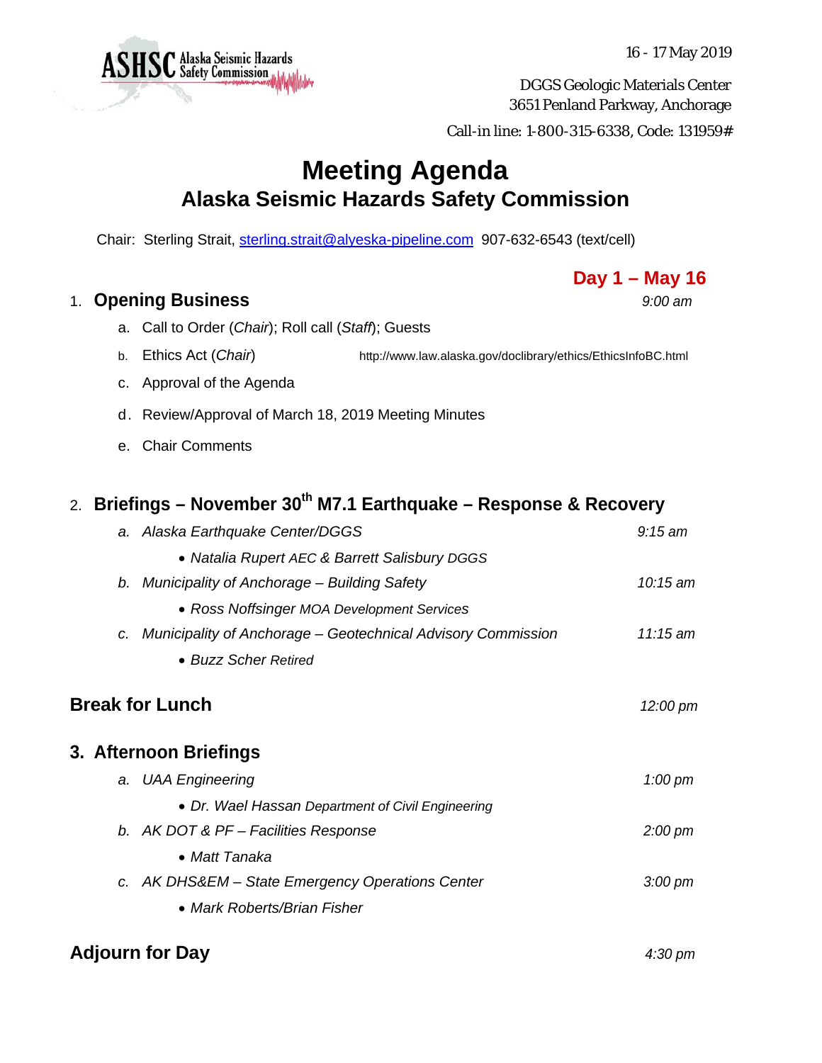ASHSC Alaska Seismic Hazards Safety Commission

16 - 17 May 2019

DGGS Geologic Materials Center
3651 Penland Parkway, Anchorage

Call-in line: 1-800-315-6338, Code: 131959#

# Meeting Agenda

## Alaska Seismic Hazards Safety Commission

Chair: Sterling Strait, sterling.strait@alyeska-pipeline.com 907-632-6543 (text/cell)

**Day 1 – May 16**

### 1. Opening Business — *9:00 am*

a. Call to Order (*Chair*); Roll call (*Staff*); Guests

b. Ethics Act (*Chair*) http://www.law.alaska.gov/doclibrary/ethics/EthicsInfoBC.html

c. Approval of the Agenda

d. Review/Approval of March 18, 2019 Meeting Minutes

e. Chair Comments

### 2. Briefings – November 30th M7.1 Earthquake – Response & Recovery

a. *Alaska Earthquake Center/DGGS* — *9:15 am*
- *Natalia Rupert AEC & Barrett Salisbury DGGS*

b. *Municipality of Anchorage – Building Safety* — *10:15 am*
- *Ross Noffsinger MOA Development Services*

c. *Municipality of Anchorage – Geotechnical Advisory Commission* — *11:15 am*
- *Buzz Scher Retired*

### Break for Lunch — *12:00 pm*

### 3. Afternoon Briefings

a. *UAA Engineering* — *1:00 pm*
- *Dr. Wael Hassan Department of Civil Engineering*

b. *AK DOT & PF – Facilities Response* — *2:00 pm*
- *Matt Tanaka*

c. *AK DHS&EM – State Emergency Operations Center* — *3:00 pm*
- *Mark Roberts/Brian Fisher*

### Adjourn for Day — *4:30 pm*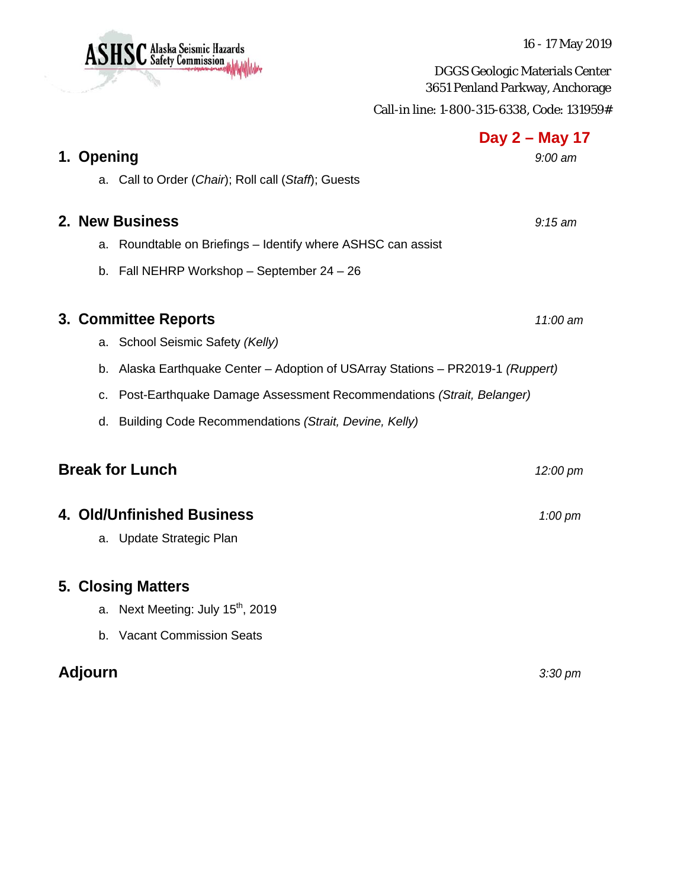ASHSC Alaska Seismic Hazards Safety Commission

16 - 17 May 2019

DGGS Geologic Materials Center
3651 Penland Parkway, Anchorage

Call-in line: 1-800-315-6338, Code: 131959#

## Day 2 – May 17

## 1. Opening

*9:00 am*

a. Call to Order (*Chair*); Roll call (*Staff*); Guests

## 2. New Business

*9:15 am*

a. Roundtable on Briefings – Identify where ASHSC can assist

b. Fall NEHRP Workshop – September 24 – 26

## 3. Committee Reports

*11:00 am*

a. School Seismic Safety *(Kelly)*

b. Alaska Earthquake Center – Adoption of USArray Stations – PR2019-1 *(Ruppert)*

c. Post-Earthquake Damage Assessment Recommendations *(Strait, Belanger)*

d. Building Code Recommendations *(Strait, Devine, Kelly)*

## Break for Lunch

*12:00 pm*

## 4. Old/Unfinished Business

*1:00 pm*

a. Update Strategic Plan

## 5. Closing Matters

a. Next Meeting: July 15th, 2019

b. Vacant Commission Seats

## Adjourn

*3:30 pm*